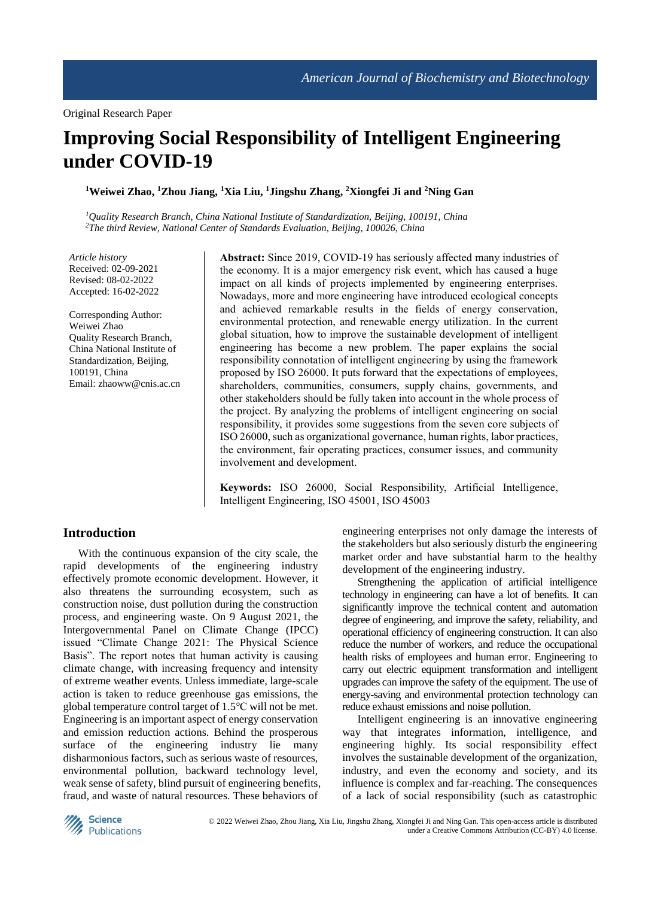Original Research Paper

# Improving Social Responsibility of Intelligent Engineering under COVID-19

**[1]Weiwei Zhao, [1]Zhou Jiang, [1]Xia Liu, [1]Jingshu Zhang, [2]Xiongfei Ji and [2]Ning Gan**

*[1]Quality Research Branch, China National Institute of Standardization, Beijing, 100191, China*
*[2]The third Review, National Center of Standards Evaluation, Beijing, 100026, China*

*Article history*
Received: 02-09-2021
Revised: 08-02-2022
Accepted: 16-02-2022

Corresponding Author:
Weiwei Zhao
Quality Research Branch, China National Institute of Standardization, Beijing, 100191, China
Email: zhaoww@cnis.ac.cn

**Abstract:** Since 2019, COVID-19 has seriously affected many industries of the economy. It is a major emergency risk event, which has caused a huge impact on all kinds of projects implemented by engineering enterprises. Nowadays, more and more engineering have introduced ecological concepts and achieved remarkable results in the fields of energy conservation, environmental protection, and renewable energy utilization. In the current global situation, how to improve the sustainable development of intelligent engineering has become a new problem. The paper explains the social responsibility connotation of intelligent engineering by using the framework proposed by ISO 26000. It puts forward that the expectations of employees, shareholders, communities, consumers, supply chains, governments, and other stakeholders should be fully taken into account in the whole process of the project. By analyzing the problems of intelligent engineering on social responsibility, it provides some suggestions from the seven core subjects of ISO 26000, such as organizational governance, human rights, labor practices, the environment, fair operating practices, consumer issues, and community involvement and development.

**Keywords:** ISO 26000, Social Responsibility, Artificial Intelligence, Intelligent Engineering, ISO 45001, ISO 45003

## Introduction

With the continuous expansion of the city scale, the rapid developments of the engineering industry effectively promote economic development. However, it also threatens the surrounding ecosystem, such as construction noise, dust pollution during the construction process, and engineering waste. On 9 August 2021, the Intergovernmental Panel on Climate Change (IPCC) issued "Climate Change 2021: The Physical Science Basis". The report notes that human activity is causing climate change, with increasing frequency and intensity of extreme weather events. Unless immediate, large-scale action is taken to reduce greenhouse gas emissions, the global temperature control target of 1.5°C will not be met. Engineering is an important aspect of energy conservation and emission reduction actions. Behind the prosperous surface of the engineering industry lie many disharmonious factors, such as serious waste of resources, environmental pollution, backward technology level, weak sense of safety, blind pursuit of engineering benefits, fraud, and waste of natural resources. These behaviors of engineering enterprises not only damage the interests of the stakeholders but also seriously disturb the engineering market order and have substantial harm to the healthy development of the engineering industry.

Strengthening the application of artificial intelligence technology in engineering can have a lot of benefits. It can significantly improve the technical content and automation degree of engineering, and improve the safety, reliability, and operational efficiency of engineering construction. It can also reduce the number of workers, and reduce the occupational health risks of employees and human error. Engineering to carry out electric equipment transformation and intelligent upgrades can improve the safety of the equipment. The use of energy-saving and environmental protection technology can reduce exhaust emissions and noise pollution.

Intelligent engineering is an innovative engineering way that integrates information, intelligence, and engineering highly. Its social responsibility effect involves the sustainable development of the organization, industry, and even the economy and society, and its influence is complex and far-reaching. The consequences of a lack of social responsibility (such as catastrophic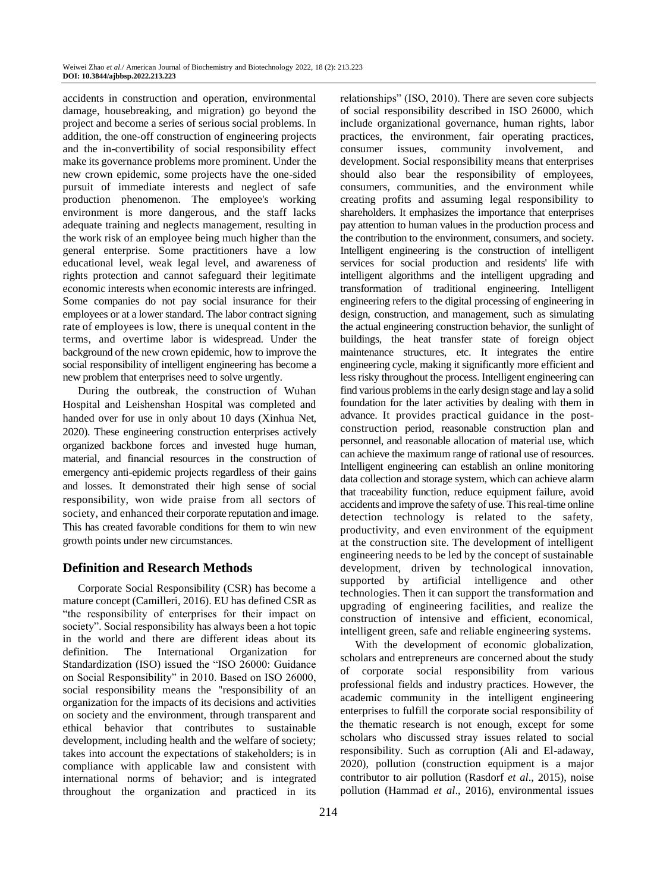accidents in construction and operation, environmental damage, housebreaking, and migration) go beyond the project and become a series of serious social problems. In addition, the one-off construction of engineering projects and the in-convertibility of social responsibility effect make its governance problems more prominent. Under the new crown epidemic, some projects have the one-sided pursuit of immediate interests and neglect of safe production phenomenon. The employee's working environment is more dangerous, and the staff lacks adequate training and neglects management, resulting in the work risk of an employee being much higher than the general enterprise. Some practitioners have a low educational level, weak legal level, and awareness of rights protection and cannot safeguard their legitimate economic interests when economic interests are infringed. Some companies do not pay social insurance for their employees or at a lower standard. The labor contract signing rate of employees is low, there is unequal content in the terms, and overtime labor is widespread. Under the background of the new crown epidemic, how to improve the social responsibility of intelligent engineering has become a new problem that enterprises need to solve urgently.

During the outbreak, the construction of Wuhan Hospital and Leishenshan Hospital was completed and handed over for use in only about 10 days (Xinhua Net, 2020). These engineering construction enterprises actively organized backbone forces and invested huge human, material, and financial resources in the construction of emergency anti-epidemic projects regardless of their gains and losses. It demonstrated their high sense of social responsibility, won wide praise from all sectors of society, and enhanced their corporate reputation and image. This has created favorable conditions for them to win new growth points under new circumstances.

## Definition and Research Methods

Corporate Social Responsibility (CSR) has become a mature concept (Camilleri, 2016). EU has defined CSR as "the responsibility of enterprises for their impact on society". Social responsibility has always been a hot topic in the world and there are different ideas about its definition. The International Organization for Standardization (ISO) issued the "ISO 26000: Guidance on Social Responsibility" in 2010. Based on ISO 26000, social responsibility means the "responsibility of an organization for the impacts of its decisions and activities on society and the environment, through transparent and ethical behavior that contributes to sustainable development, including health and the welfare of society; takes into account the expectations of stakeholders; is in compliance with applicable law and consistent with international norms of behavior; and is integrated throughout the organization and practiced in its relationships" (ISO, 2010). There are seven core subjects of social responsibility described in ISO 26000, which include organizational governance, human rights, labor practices, the environment, fair operating practices, consumer issues, community involvement, and development. Social responsibility means that enterprises should also bear the responsibility of employees, consumers, communities, and the environment while creating profits and assuming legal responsibility to shareholders. It emphasizes the importance that enterprises pay attention to human values in the production process and the contribution to the environment, consumers, and society. Intelligent engineering is the construction of intelligent services for social production and residents' life with intelligent algorithms and the intelligent upgrading and transformation of traditional engineering. Intelligent engineering refers to the digital processing of engineering in design, construction, and management, such as simulating the actual engineering construction behavior, the sunlight of buildings, the heat transfer state of foreign object maintenance structures, etc. It integrates the entire engineering cycle, making it significantly more efficient and less risky throughout the process. Intelligent engineering can find various problems in the early design stage and lay a solid foundation for the later activities by dealing with them in advance. It provides practical guidance in the post-construction period, reasonable construction plan and personnel, and reasonable allocation of material use, which can achieve the maximum range of rational use of resources. Intelligent engineering can establish an online monitoring data collection and storage system, which can achieve alarm that traceability function, reduce equipment failure, avoid accidents and improve the safety of use. This real-time online detection technology is related to the safety, productivity, and even environment of the equipment at the construction site. The development of intelligent engineering needs to be led by the concept of sustainable development, driven by technological innovation, supported by artificial intelligence and other technologies. Then it can support the transformation and upgrading of engineering facilities, and realize the construction of intensive and efficient, economical, intelligent green, safe and reliable engineering systems.

With the development of economic globalization, scholars and entrepreneurs are concerned about the study of corporate social responsibility from various professional fields and industry practices. However, the academic community in the intelligent engineering enterprises to fulfill the corporate social responsibility of the thematic research is not enough, except for some scholars who discussed stray issues related to social responsibility. Such as corruption (Ali and El-adaway, 2020), pollution (construction equipment is a major contributor to air pollution (Rasdorf *et al*., 2015), noise pollution (Hammad *et al*., 2016), environmental issues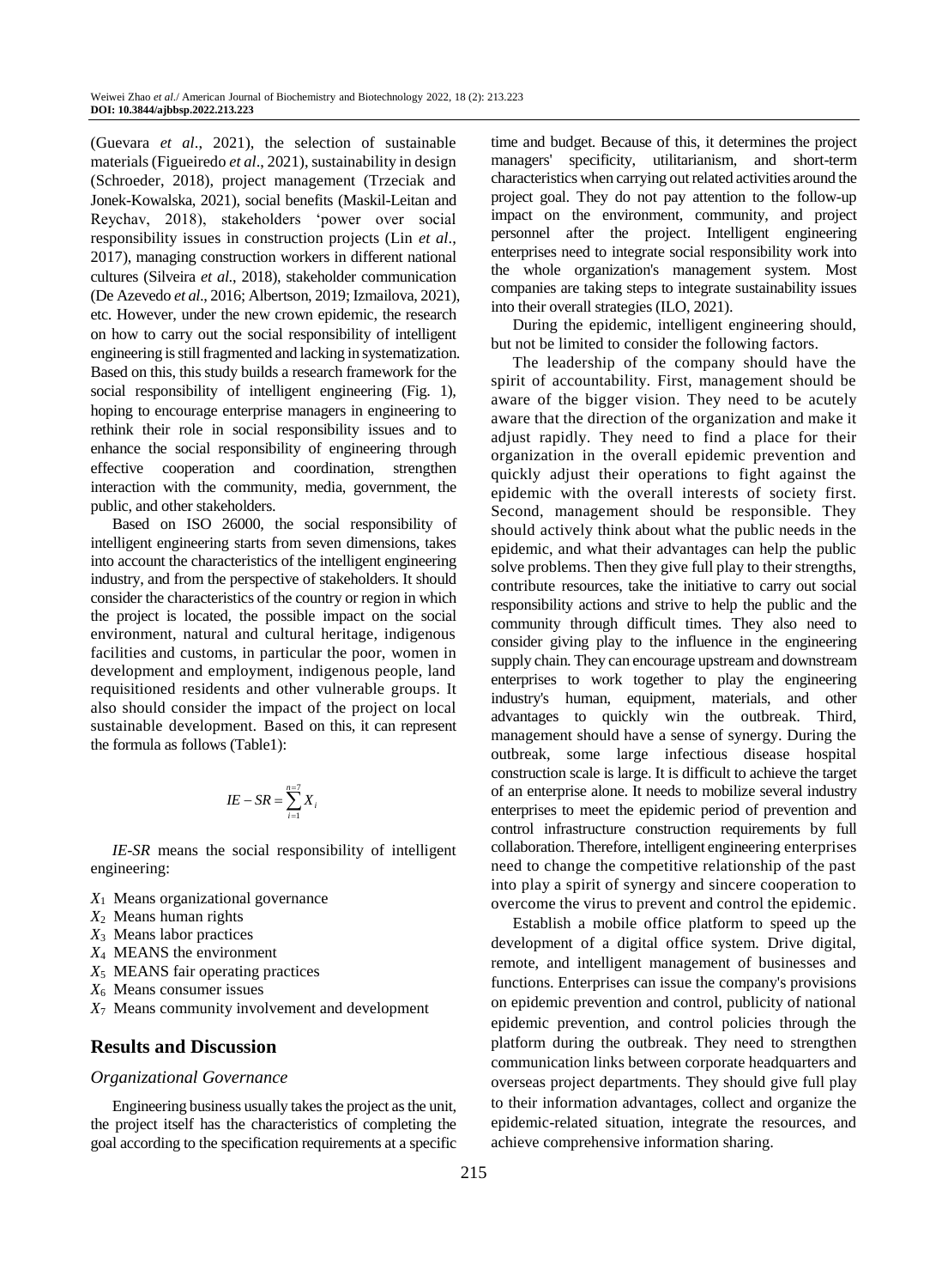(Guevara *et al*., 2021), the selection of sustainable materials (Figueiredo *et al*., 2021), sustainability in design (Schroeder, 2018), project management (Trzeciak and Jonek-Kowalska, 2021), social benefits (Maskil-Leitan and Reychav, 2018), stakeholders 'power over social responsibility issues in construction projects (Lin *et al*., 2017), managing construction workers in different national cultures (Silveira *et al*., 2018), stakeholder communication (De Azevedo *et al*., 2016; Albertson, 2019; Izmailova, 2021), etc. However, under the new crown epidemic, the research on how to carry out the social responsibility of intelligent engineering is still fragmented and lacking in systematization. Based on this, this study builds a research framework for the social responsibility of intelligent engineering (Fig. 1), hoping to encourage enterprise managers in engineering to rethink their role in social responsibility issues and to enhance the social responsibility of engineering through effective cooperation and coordination, strengthen interaction with the community, media, government, the public, and other stakeholders.

Based on ISO 26000, the social responsibility of intelligent engineering starts from seven dimensions, takes into account the characteristics of the intelligent engineering industry, and from the perspective of stakeholders. It should consider the characteristics of the country or region in which the project is located, the possible impact on the social environment, natural and cultural heritage, indigenous facilities and customs, in particular the poor, women in development and employment, indigenous people, land requisitioned residents and other vulnerable groups. It also should consider the impact of the project on local sustainable development. Based on this, it can represent the formula as follows (Table1):

$$IE - SR = \sum_{i=1}^{n=7} X_i$$

*IE-SR* means the social responsibility of intelligent engineering:

- $X_1$ Means organizational governance
- $X_2$ Means human rights
- $X_3$ Means labor practices
- $X_4$ MEANS the environment
- $X_5$ MEANS fair operating practices
- $X_6$ Means consumer issues
- $X_7$ Means community involvement and development

## Results and Discussion

### *Organizational Governance*

Engineering business usually takes the project as the unit, the project itself has the characteristics of completing the goal according to the specification requirements at a specific time and budget. Because of this, it determines the project managers' specificity, utilitarianism, and short-term characteristics when carrying out related activities around the project goal. They do not pay attention to the follow-up impact on the environment, community, and project personnel after the project. Intelligent engineering enterprises need to integrate social responsibility work into the whole organization's management system. Most companies are taking steps to integrate sustainability issues into their overall strategies (ILO, 2021).

During the epidemic, intelligent engineering should, but not be limited to consider the following factors.

The leadership of the company should have the spirit of accountability. First, management should be aware of the bigger vision. They need to be acutely aware that the direction of the organization and make it adjust rapidly. They need to find a place for their organization in the overall epidemic prevention and quickly adjust their operations to fight against the epidemic with the overall interests of society first. Second, management should be responsible. They should actively think about what the public needs in the epidemic, and what their advantages can help the public solve problems. Then they give full play to their strengths, contribute resources, take the initiative to carry out social responsibility actions and strive to help the public and the community through difficult times. They also need to consider giving play to the influence in the engineering supply chain. They can encourage upstream and downstream enterprises to work together to play the engineering industry's human, equipment, materials, and other advantages to quickly win the outbreak. Third, management should have a sense of synergy. During the outbreak, some large infectious disease hospital construction scale is large. It is difficult to achieve the target of an enterprise alone. It needs to mobilize several industry enterprises to meet the epidemic period of prevention and control infrastructure construction requirements by full collaboration. Therefore, intelligent engineering enterprises need to change the competitive relationship of the past into play a spirit of synergy and sincere cooperation to overcome the virus to prevent and control the epidemic.

Establish a mobile office platform to speed up the development of a digital office system. Drive digital, remote, and intelligent management of businesses and functions. Enterprises can issue the company's provisions on epidemic prevention and control, publicity of national epidemic prevention, and control policies through the platform during the outbreak. They need to strengthen communication links between corporate headquarters and overseas project departments. They should give full play to their information advantages, collect and organize the epidemic-related situation, integrate the resources, and achieve comprehensive information sharing.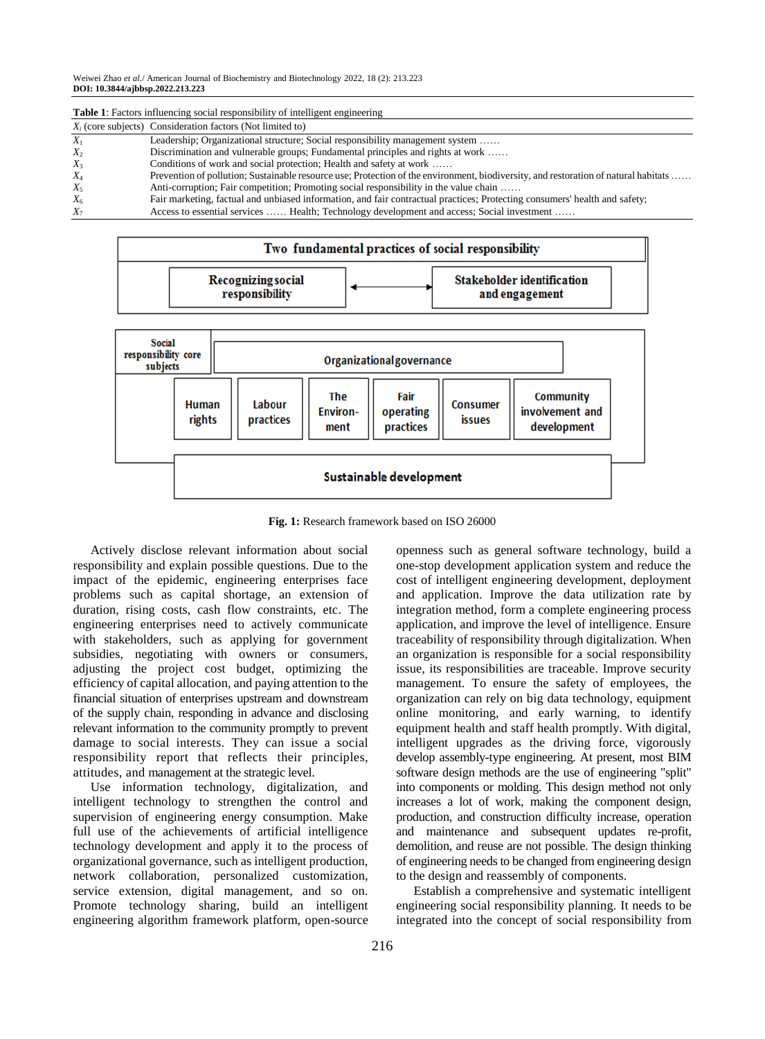**Table 1**: Factors influencing social responsibility of intelligent engineering

| $X_i$ (core subjects) | Consideration factors (Not limited to) |
|---|---|
| $X_1$ | Leadership; Organizational structure; Social responsibility management system …… |
| $X_2$ | Discrimination and vulnerable groups; Fundamental principles and rights at work …… |
| $X_3$ | Conditions of work and social protection; Health and safety at work …… |
| $X_4$ | Prevention of pollution; Sustainable resource use; Protection of the environment, biodiversity, and restoration of natural habitats …… |
| $X_5$ | Anti-corruption; Fair competition; Promoting social responsibility in the value chain …… |
| $X_6$ | Fair marketing, factual and unbiased information, and fair contractual practices; Protecting consumers' health and safety; |
| $X_7$ | Access to essential services …… Health; Technology development and access; Social investment …… |

**Fig. 1:** Research framework based on ISO 26000

Actively disclose relevant information about social responsibility and explain possible questions. Due to the impact of the epidemic, engineering enterprises face problems such as capital shortage, an extension of duration, rising costs, cash flow constraints, etc. The engineering enterprises need to actively communicate with stakeholders, such as applying for government subsidies, negotiating with owners or consumers, adjusting the project cost budget, optimizing the efficiency of capital allocation, and paying attention to the financial situation of enterprises upstream and downstream of the supply chain, responding in advance and disclosing relevant information to the community promptly to prevent damage to social interests. They can issue a social responsibility report that reflects their principles, attitudes, and management at the strategic level.

Use information technology, digitalization, and intelligent technology to strengthen the control and supervision of engineering energy consumption. Make full use of the achievements of artificial intelligence technology development and apply it to the process of organizational governance, such as intelligent production, network collaboration, personalized customization, service extension, digital management, and so on. Promote technology sharing, build an intelligent engineering algorithm framework platform, open-source openness such as general software technology, build a one-stop development application system and reduce the cost of intelligent engineering development, deployment and application. Improve the data utilization rate by integration method, form a complete engineering process application, and improve the level of intelligence. Ensure traceability of responsibility through digitalization. When an organization is responsible for a social responsibility issue, its responsibilities are traceable. Improve security management. To ensure the safety of employees, the organization can rely on big data technology, equipment online monitoring, and early warning, to identify equipment health and staff health promptly. With digital, intelligent upgrades as the driving force, vigorously develop assembly-type engineering. At present, most BIM software design methods are the use of engineering "split" into components or molding. This design method not only increases a lot of work, making the component design, production, and construction difficulty increase, operation and maintenance and subsequent updates re-profit, demolition, and reuse are not possible. The design thinking of engineering needs to be changed from engineering design to the design and reassembly of components.

Establish a comprehensive and systematic intelligent engineering social responsibility planning. It needs to be integrated into the concept of social responsibility from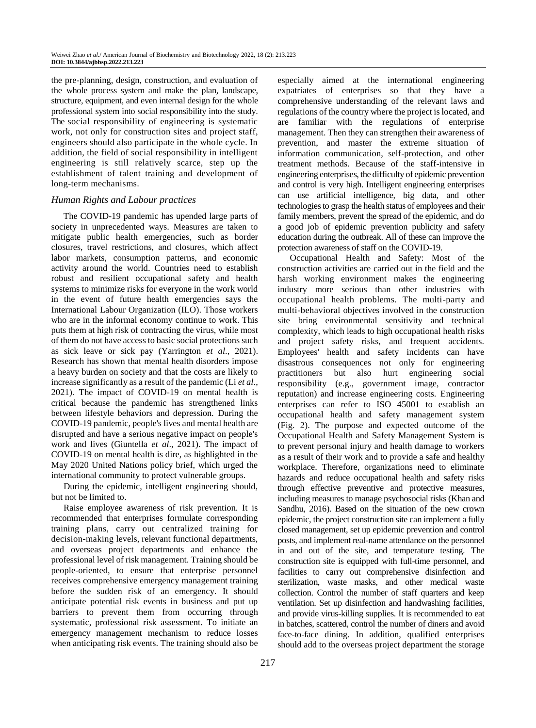the pre-planning, design, construction, and evaluation of the whole process system and make the plan, landscape, structure, equipment, and even internal design for the whole professional system into social responsibility into the study. The social responsibility of engineering is systematic work, not only for construction sites and project staff, engineers should also participate in the whole cycle. In addition, the field of social responsibility in intelligent engineering is still relatively scarce, step up the establishment of talent training and development of long-term mechanisms.

### *Human Rights and Labour practices*

The COVID-19 pandemic has upended large parts of society in unprecedented ways. Measures are taken to mitigate public health emergencies, such as border closures, travel restrictions, and closures, which affect labor markets, consumption patterns, and economic activity around the world. Countries need to establish robust and resilient occupational safety and health systems to minimize risks for everyone in the work world in the event of future health emergencies says the International Labour Organization (ILO). Those workers who are in the informal economy continue to work. This puts them at high risk of contracting the virus, while most of them do not have access to basic social protections such as sick leave or sick pay (Yarrington *et al*., 2021). Research has shown that mental health disorders impose a heavy burden on society and that the costs are likely to increase significantly as a result of the pandemic (Li *et al*., 2021). The impact of COVID-19 on mental health is critical because the pandemic has strengthened links between lifestyle behaviors and depression. During the COVID-19 pandemic, people's lives and mental health are disrupted and have a serious negative impact on people's work and lives (Giuntella *et al*., 2021). The impact of COVID-19 on mental health is dire, as highlighted in the May 2020 United Nations policy brief, which urged the international community to protect vulnerable groups.

During the epidemic, intelligent engineering should, but not be limited to.

Raise employee awareness of risk prevention. It is recommended that enterprises formulate corresponding training plans, carry out centralized training for decision-making levels, relevant functional departments, and overseas project departments and enhance the professional level of risk management. Training should be people-oriented, to ensure that enterprise personnel receives comprehensive emergency management training before the sudden risk of an emergency. It should anticipate potential risk events in business and put up barriers to prevent them from occurring through systematic, professional risk assessment. To initiate an emergency management mechanism to reduce losses when anticipating risk events. The training should also be especially aimed at the international engineering expatriates of enterprises so that they have a comprehensive understanding of the relevant laws and regulations of the country where the project is located, and are familiar with the regulations of enterprise management. Then they can strengthen their awareness of prevention, and master the extreme situation of information communication, self-protection, and other treatment methods. Because of the staff-intensive in engineering enterprises, the difficulty of epidemic prevention and control is very high. Intelligent engineering enterprises can use artificial intelligence, big data, and other technologies to grasp the health status of employees and their family members, prevent the spread of the epidemic, and do a good job of epidemic prevention publicity and safety education during the outbreak. All of these can improve the protection awareness of staff on the COVID-19.

Occupational Health and Safety: Most of the construction activities are carried out in the field and the harsh working environment makes the engineering industry more serious than other industries with occupational health problems. The multi-party and multi-behavioral objectives involved in the construction site bring environmental sensitivity and technical complexity, which leads to high occupational health risks and project safety risks, and frequent accidents. Employees' health and safety incidents can have disastrous consequences not only for engineering practitioners but also hurt engineering social responsibility (e.g., government image, contractor reputation) and increase engineering costs. Engineering enterprises can refer to ISO 45001 to establish an occupational health and safety management system (Fig. 2). The purpose and expected outcome of the Occupational Health and Safety Management System is to prevent personal injury and health damage to workers as a result of their work and to provide a safe and healthy workplace. Therefore, organizations need to eliminate hazards and reduce occupational health and safety risks through effective preventive and protective measures, including measures to manage psychosocial risks (Khan and Sandhu, 2016). Based on the situation of the new crown epidemic, the project construction site can implement a fully closed management, set up epidemic prevention and control posts, and implement real-name attendance on the personnel in and out of the site, and temperature testing. The construction site is equipped with full-time personnel, and facilities to carry out comprehensive disinfection and sterilization, waste masks, and other medical waste collection. Control the number of staff quarters and keep ventilation. Set up disinfection and handwashing facilities, and provide virus-killing supplies. It is recommended to eat in batches, scattered, control the number of diners and avoid face-to-face dining. In addition, qualified enterprises should add to the overseas project department the storage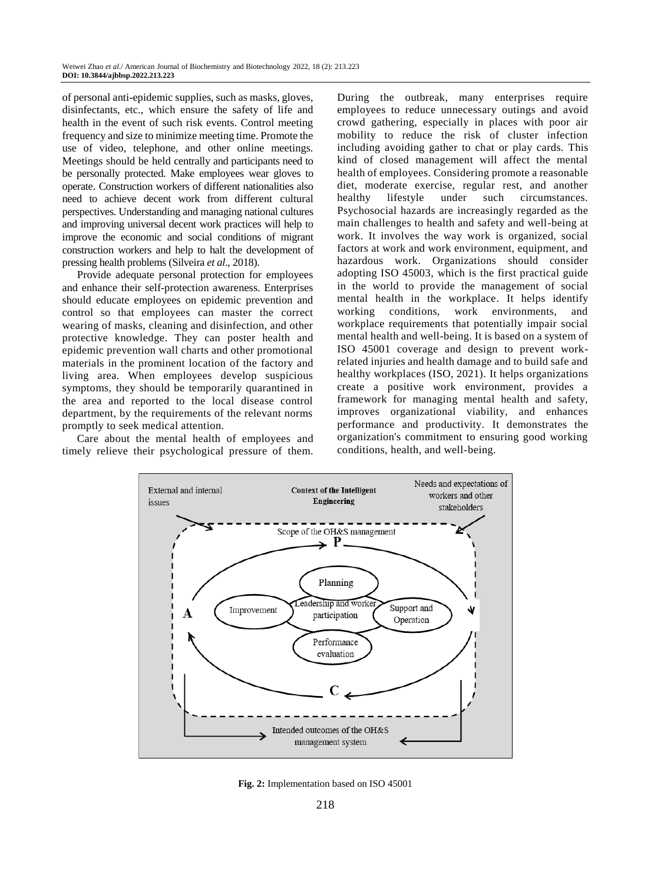of personal anti-epidemic supplies, such as masks, gloves, disinfectants, etc., which ensure the safety of life and health in the event of such risk events. Control meeting frequency and size to minimize meeting time. Promote the use of video, telephone, and other online meetings. Meetings should be held centrally and participants need to be personally protected. Make employees wear gloves to operate. Construction workers of different nationalities also need to achieve decent work from different cultural perspectives. Understanding and managing national cultures and improving universal decent work practices will help to improve the economic and social conditions of migrant construction workers and help to halt the development of pressing health problems (Silveira *et al*., 2018).

Provide adequate personal protection for employees and enhance their self-protection awareness. Enterprises should educate employees on epidemic prevention and control so that employees can master the correct wearing of masks, cleaning and disinfection, and other protective knowledge. They can poster health and epidemic prevention wall charts and other promotional materials in the prominent location of the factory and living area. When employees develop suspicious symptoms, they should be temporarily quarantined in the area and reported to the local disease control department, by the requirements of the relevant norms promptly to seek medical attention.

Care about the mental health of employees and timely relieve their psychological pressure of them. During the outbreak, many enterprises require employees to reduce unnecessary outings and avoid crowd gathering, especially in places with poor air mobility to reduce the risk of cluster infection including avoiding gather to chat or play cards. This kind of closed management will affect the mental health of employees. Considering promote a reasonable diet, moderate exercise, regular rest, and another healthy lifestyle under such circumstances. Psychosocial hazards are increasingly regarded as the main challenges to health and safety and well-being at work. It involves the way work is organized, social factors at work and work environment, equipment, and hazardous work. Organizations should consider adopting ISO 45003, which is the first practical guide in the world to provide the management of social mental health in the workplace. It helps identify working conditions, work environments, and workplace requirements that potentially impair social mental health and well-being. It is based on a system of ISO 45001 coverage and design to prevent work-related injuries and health damage and to build safe and healthy workplaces (ISO, 2021). It helps organizations create a positive work environment, provides a framework for managing mental health and safety, improves organizational viability, and enhances performance and productivity. It demonstrates the organization's commitment to ensuring good working conditions, health, and well-being.

**Fig. 2:** Implementation based on ISO 45001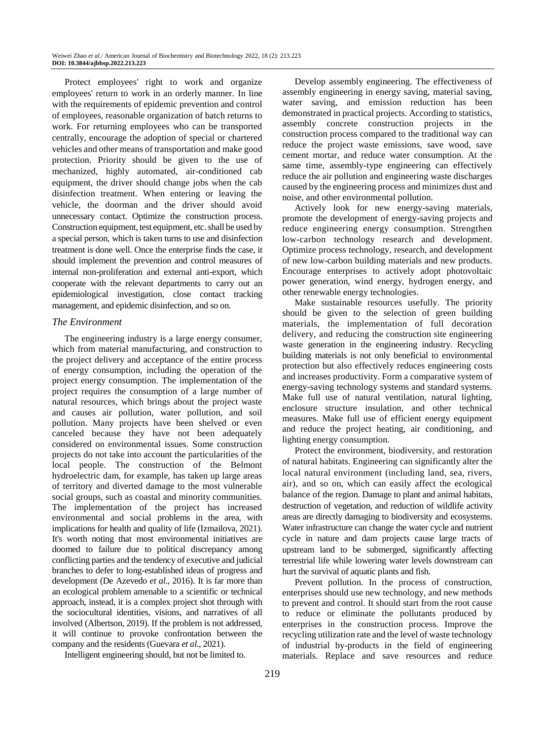Protect employees' right to work and organize employees' return to work in an orderly manner. In line with the requirements of epidemic prevention and control of employees, reasonable organization of batch returns to work. For returning employees who can be transported centrally, encourage the adoption of special or chartered vehicles and other means of transportation and make good protection. Priority should be given to the use of mechanized, highly automated, air-conditioned cab equipment, the driver should change jobs when the cab disinfection treatment. When entering or leaving the vehicle, the doorman and the driver should avoid unnecessary contact. Optimize the construction process. Construction equipment, test equipment, etc. shall be used by a special person, which is taken turns to use and disinfection treatment is done well. Once the enterprise finds the case, it should implement the prevention and control measures of internal non-proliferation and external anti-export, which cooperate with the relevant departments to carry out an epidemiological investigation, close contact tracking management, and epidemic disinfection, and so on.

### *The Environment*

The engineering industry is a large energy consumer, which from material manufacturing, and construction to the project delivery and acceptance of the entire process of energy consumption, including the operation of the project energy consumption. The implementation of the project requires the consumption of a large number of natural resources, which brings about the project waste and causes air pollution, water pollution, and soil pollution. Many projects have been shelved or even canceled because they have not been adequately considered on environmental issues. Some construction projects do not take into account the particularities of the local people. The construction of the Belmont hydroelectric dam, for example, has taken up large areas of territory and diverted damage to the most vulnerable social groups, such as coastal and minority communities. The implementation of the project has increased environmental and social problems in the area, with implications for health and quality of life (Izmailova, 2021). It's worth noting that most environmental initiatives are doomed to failure due to political discrepancy among conflicting parties and the tendency of executive and judicial branches to defer to long-established ideas of progress and development (De Azevedo *et al*., 2016). It is far more than an ecological problem amenable to a scientific or technical approach, instead, it is a complex project shot through with the sociocultural identities, visions, and narratives of all involved (Albertson, 2019). If the problem is not addressed, it will continue to provoke confrontation between the company and the residents (Guevara *et al*., 2021).

Intelligent engineering should, but not be limited to.

Develop assembly engineering. The effectiveness of assembly engineering in energy saving, material saving, water saving, and emission reduction has been demonstrated in practical projects. According to statistics, assembly concrete construction projects in the construction process compared to the traditional way can reduce the project waste emissions, save wood, save cement mortar, and reduce water consumption. At the same time, assembly-type engineering can effectively reduce the air pollution and engineering waste discharges caused by the engineering process and minimizes dust and noise, and other environmental pollution.

Actively look for new energy-saving materials, promote the development of energy-saving projects and reduce engineering energy consumption. Strengthen low-carbon technology research and development. Optimize process technology, research, and development of new low-carbon building materials and new products. Encourage enterprises to actively adopt photovoltaic power generation, wind energy, hydrogen energy, and other renewable energy technologies.

Make sustainable resources usefully. The priority should be given to the selection of green building materials, the implementation of full decoration delivery, and reducing the construction site engineering waste generation in the engineering industry. Recycling building materials is not only beneficial to environmental protection but also effectively reduces engineering costs and increases productivity. Form a comparative system of energy-saving technology systems and standard systems. Make full use of natural ventilation, natural lighting, enclosure structure insulation, and other technical measures. Make full use of efficient energy equipment and reduce the project heating, air conditioning, and lighting energy consumption.

Protect the environment, biodiversity, and restoration of natural habitats. Engineering can significantly alter the local natural environment (including land, sea, rivers, air), and so on, which can easily affect the ecological balance of the region. Damage to plant and animal habitats, destruction of vegetation, and reduction of wildlife activity areas are directly damaging to biodiversity and ecosystems. Water infrastructure can change the water cycle and nutrient cycle in nature and dam projects cause large tracts of upstream land to be submerged, significantly affecting terrestrial life while lowering water levels downstream can hurt the survival of aquatic plants and fish.

Prevent pollution. In the process of construction, enterprises should use new technology, and new methods to prevent and control. It should start from the root cause to reduce or eliminate the pollutants produced by enterprises in the construction process. Improve the recycling utilization rate and the level of waste technology of industrial by-products in the field of engineering materials. Replace and save resources and reduce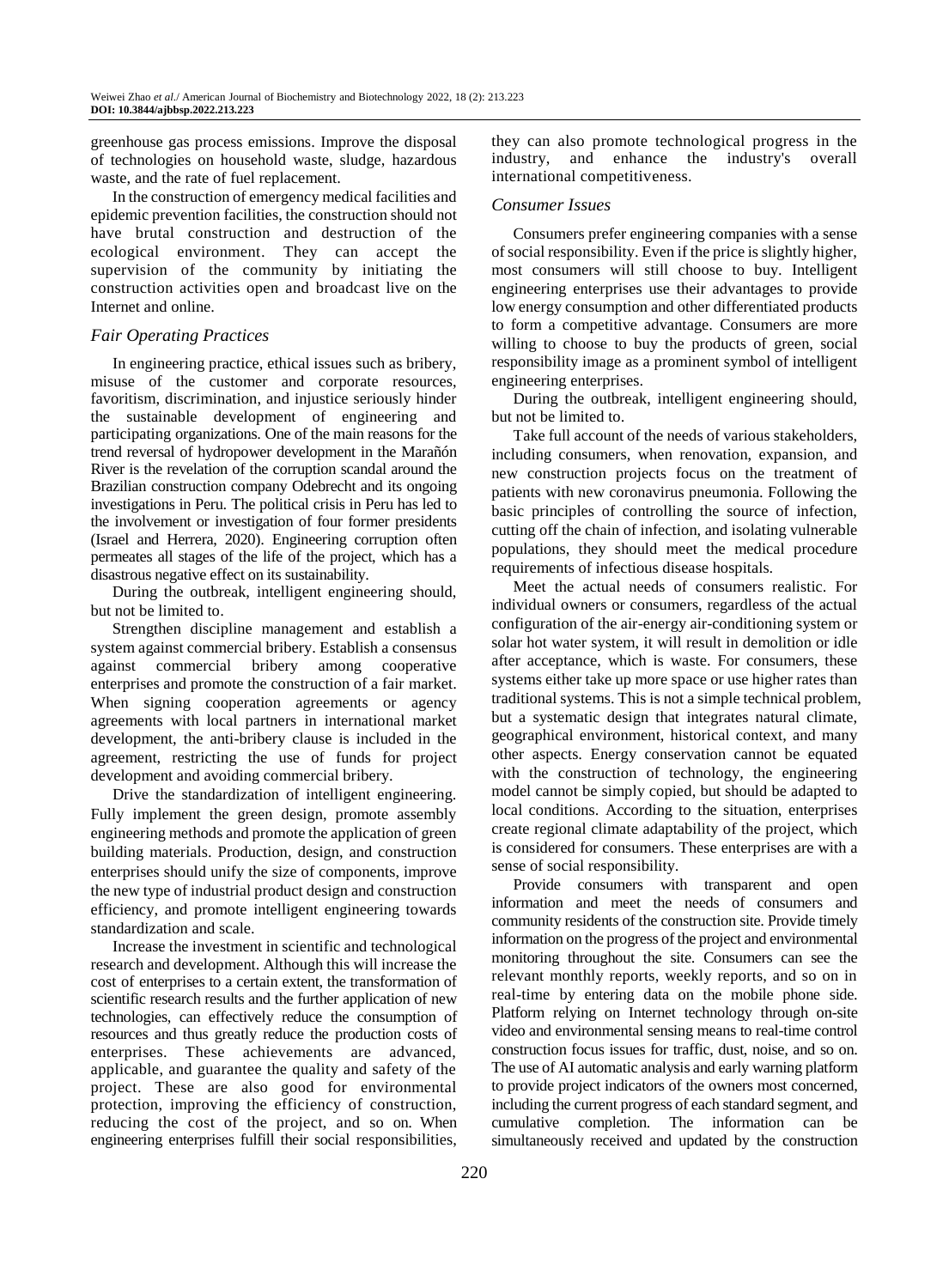greenhouse gas process emissions. Improve the disposal of technologies on household waste, sludge, hazardous waste, and the rate of fuel replacement.

In the construction of emergency medical facilities and epidemic prevention facilities, the construction should not have brutal construction and destruction of the ecological environment. They can accept the supervision of the community by initiating the construction activities open and broadcast live on the Internet and online.

### *Fair Operating Practices*

In engineering practice, ethical issues such as bribery, misuse of the customer and corporate resources, favoritism, discrimination, and injustice seriously hinder the sustainable development of engineering and participating organizations. One of the main reasons for the trend reversal of hydropower development in the Marañón River is the revelation of the corruption scandal around the Brazilian construction company Odebrecht and its ongoing investigations in Peru. The political crisis in Peru has led to the involvement or investigation of four former presidents (Israel and Herrera, 2020). Engineering corruption often permeates all stages of the life of the project, which has a disastrous negative effect on its sustainability.

During the outbreak, intelligent engineering should, but not be limited to.

Strengthen discipline management and establish a system against commercial bribery. Establish a consensus against commercial bribery among cooperative enterprises and promote the construction of a fair market. When signing cooperation agreements or agency agreements with local partners in international market development, the anti-bribery clause is included in the agreement, restricting the use of funds for project development and avoiding commercial bribery.

Drive the standardization of intelligent engineering. Fully implement the green design, promote assembly engineering methods and promote the application of green building materials. Production, design, and construction enterprises should unify the size of components, improve the new type of industrial product design and construction efficiency, and promote intelligent engineering towards standardization and scale.

Increase the investment in scientific and technological research and development. Although this will increase the cost of enterprises to a certain extent, the transformation of scientific research results and the further application of new technologies, can effectively reduce the consumption of resources and thus greatly reduce the production costs of enterprises. These achievements are advanced, applicable, and guarantee the quality and safety of the project. These are also good for environmental protection, improving the efficiency of construction, reducing the cost of the project, and so on. When engineering enterprises fulfill their social responsibilities, they can also promote technological progress in the industry, and enhance the industry's overall international competitiveness.

### *Consumer Issues*

Consumers prefer engineering companies with a sense of social responsibility. Even if the price is slightly higher, most consumers will still choose to buy. Intelligent engineering enterprises use their advantages to provide low energy consumption and other differentiated products to form a competitive advantage. Consumers are more willing to choose to buy the products of green, social responsibility image as a prominent symbol of intelligent engineering enterprises.

During the outbreak, intelligent engineering should, but not be limited to.

Take full account of the needs of various stakeholders, including consumers, when renovation, expansion, and new construction projects focus on the treatment of patients with new coronavirus pneumonia. Following the basic principles of controlling the source of infection, cutting off the chain of infection, and isolating vulnerable populations, they should meet the medical procedure requirements of infectious disease hospitals.

Meet the actual needs of consumers realistic. For individual owners or consumers, regardless of the actual configuration of the air-energy air-conditioning system or solar hot water system, it will result in demolition or idle after acceptance, which is waste. For consumers, these systems either take up more space or use higher rates than traditional systems. This is not a simple technical problem, but a systematic design that integrates natural climate, geographical environment, historical context, and many other aspects. Energy conservation cannot be equated with the construction of technology, the engineering model cannot be simply copied, but should be adapted to local conditions. According to the situation, enterprises create regional climate adaptability of the project, which is considered for consumers. These enterprises are with a sense of social responsibility.

Provide consumers with transparent and open information and meet the needs of consumers and community residents of the construction site. Provide timely information on the progress of the project and environmental monitoring throughout the site. Consumers can see the relevant monthly reports, weekly reports, and so on in real-time by entering data on the mobile phone side. Platform relying on Internet technology through on-site video and environmental sensing means to real-time control construction focus issues for traffic, dust, noise, and so on. The use of AI automatic analysis and early warning platform to provide project indicators of the owners most concerned, including the current progress of each standard segment, and cumulative completion. The information can be simultaneously received and updated by the construction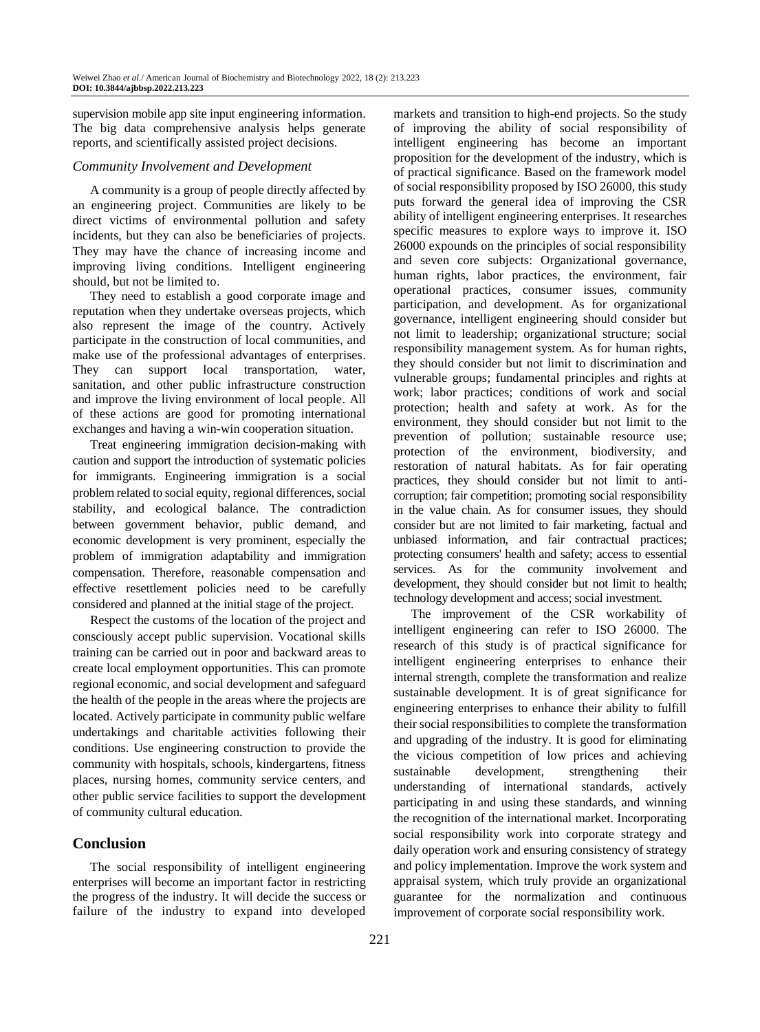supervision mobile app site input engineering information. The big data comprehensive analysis helps generate reports, and scientifically assisted project decisions.

### *Community Involvement and Development*

A community is a group of people directly affected by an engineering project. Communities are likely to be direct victims of environmental pollution and safety incidents, but they can also be beneficiaries of projects. They may have the chance of increasing income and improving living conditions. Intelligent engineering should, but not be limited to.

They need to establish a good corporate image and reputation when they undertake overseas projects, which also represent the image of the country. Actively participate in the construction of local communities, and make use of the professional advantages of enterprises. They can support local transportation, water, sanitation, and other public infrastructure construction and improve the living environment of local people. All of these actions are good for promoting international exchanges and having a win-win cooperation situation.

Treat engineering immigration decision-making with caution and support the introduction of systematic policies for immigrants. Engineering immigration is a social problem related to social equity, regional differences, social stability, and ecological balance. The contradiction between government behavior, public demand, and economic development is very prominent, especially the problem of immigration adaptability and immigration compensation. Therefore, reasonable compensation and effective resettlement policies need to be carefully considered and planned at the initial stage of the project.

Respect the customs of the location of the project and consciously accept public supervision. Vocational skills training can be carried out in poor and backward areas to create local employment opportunities. This can promote regional economic, and social development and safeguard the health of the people in the areas where the projects are located. Actively participate in community public welfare undertakings and charitable activities following their conditions. Use engineering construction to provide the community with hospitals, schools, kindergartens, fitness places, nursing homes, community service centers, and other public service facilities to support the development of community cultural education.

## Conclusion

The social responsibility of intelligent engineering enterprises will become an important factor in restricting the progress of the industry. It will decide the success or failure of the industry to expand into developed markets and transition to high-end projects. So the study of improving the ability of social responsibility of intelligent engineering has become an important proposition for the development of the industry, which is of practical significance. Based on the framework model of social responsibility proposed by ISO 26000, this study puts forward the general idea of improving the CSR ability of intelligent engineering enterprises. It researches specific measures to explore ways to improve it. ISO 26000 expounds on the principles of social responsibility and seven core subjects: Organizational governance, human rights, labor practices, the environment, fair operational practices, consumer issues, community participation, and development. As for organizational governance, intelligent engineering should consider but not limit to leadership; organizational structure; social responsibility management system. As for human rights, they should consider but not limit to discrimination and vulnerable groups; fundamental principles and rights at work; labor practices; conditions of work and social protection; health and safety at work. As for the environment, they should consider but not limit to the prevention of pollution; sustainable resource use; protection of the environment, biodiversity, and restoration of natural habitats. As for fair operating practices, they should consider but not limit to anti-corruption; fair competition; promoting social responsibility in the value chain. As for consumer issues, they should consider but are not limited to fair marketing, factual and unbiased information, and fair contractual practices; protecting consumers' health and safety; access to essential services. As for the community involvement and development, they should consider but not limit to health; technology development and access; social investment.

The improvement of the CSR workability of intelligent engineering can refer to ISO 26000. The research of this study is of practical significance for intelligent engineering enterprises to enhance their internal strength, complete the transformation and realize sustainable development. It is of great significance for engineering enterprises to enhance their ability to fulfill their social responsibilities to complete the transformation and upgrading of the industry. It is good for eliminating the vicious competition of low prices and achieving sustainable development, strengthening their understanding of international standards, actively participating in and using these standards, and winning the recognition of the international market. Incorporating social responsibility work into corporate strategy and daily operation work and ensuring consistency of strategy and policy implementation. Improve the work system and appraisal system, which truly provide an organizational guarantee for the normalization and continuous improvement of corporate social responsibility work.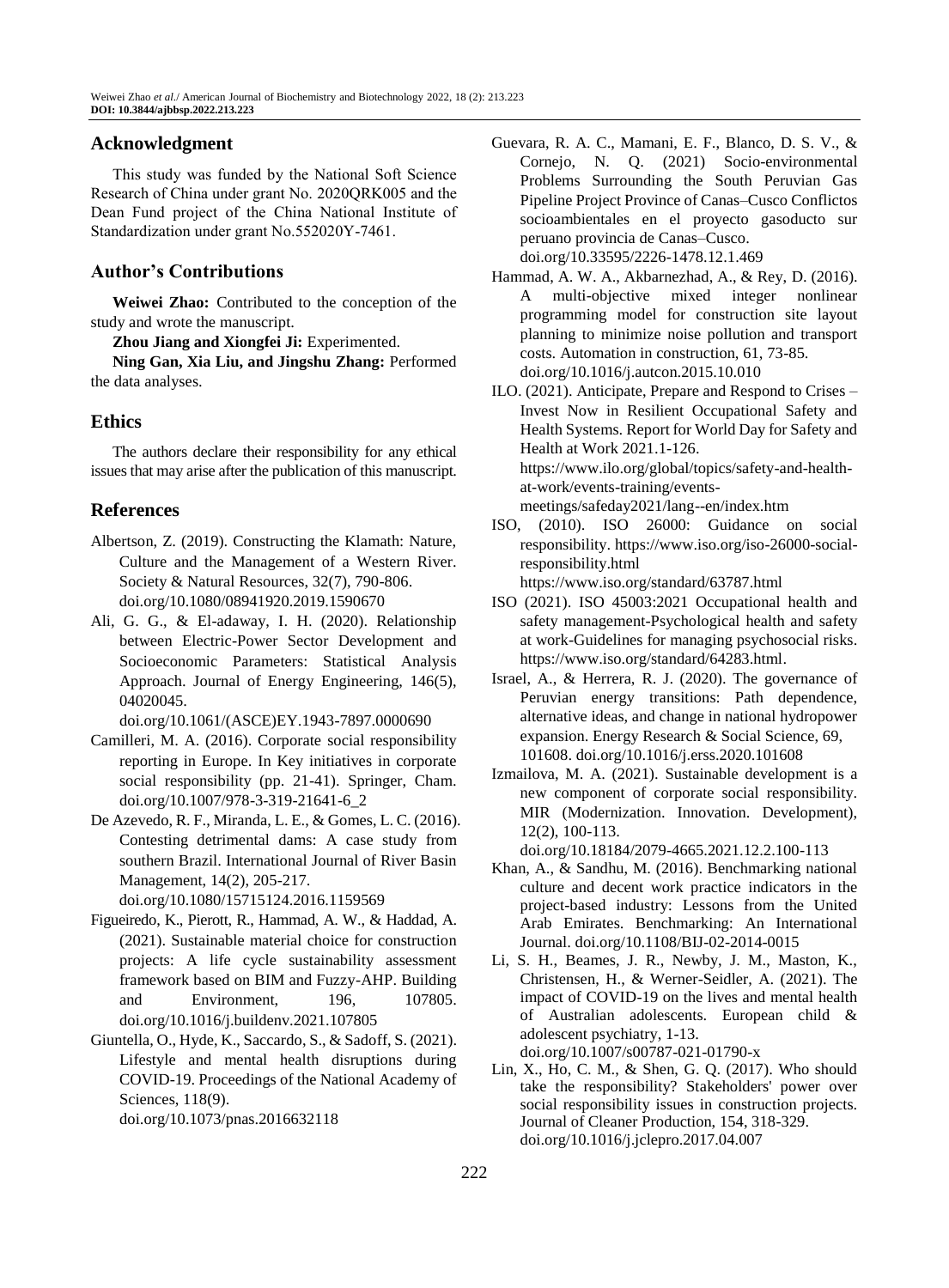## Acknowledgment

This study was funded by the National Soft Science Research of China under grant No. 2020QRK005 and the Dean Fund project of the China National Institute of Standardization under grant No.552020Y-7461.

## Author's Contributions

**Weiwei Zhao:** Contributed to the conception of the study and wrote the manuscript.

**Zhou Jiang and Xiongfei Ji:** Experimented.

**Ning Gan, Xia Liu, and Jingshu Zhang:** Performed the data analyses.

## Ethics

The authors declare their responsibility for any ethical issues that may arise after the publication of this manuscript.

## References

Albertson, Z. (2019). Constructing the Klamath: Nature, Culture and the Management of a Western River. Society & Natural Resources, 32(7), 790-806. doi.org/10.1080/08941920.2019.1590670

Ali, G. G., & El-adaway, I. H. (2020). Relationship between Electric-Power Sector Development and Socioeconomic Parameters: Statistical Analysis Approach. Journal of Energy Engineering, 146(5), 04020045. doi.org/10.1061/(ASCE)EY.1943-7897.0000690

Camilleri, M. A. (2016). Corporate social responsibility reporting in Europe. In Key initiatives in corporate social responsibility (pp. 21-41). Springer, Cham. doi.org/10.1007/978-3-319-21641-6_2

De Azevedo, R. F., Miranda, L. E., & Gomes, L. C. (2016). Contesting detrimental dams: A case study from southern Brazil. International Journal of River Basin Management, 14(2), 205-217. doi.org/10.1080/15715124.2016.1159569

Figueiredo, K., Pierott, R., Hammad, A. W., & Haddad, A. (2021). Sustainable material choice for construction projects: A life cycle sustainability assessment framework based on BIM and Fuzzy-AHP. Building and Environment, 196, 107805. doi.org/10.1016/j.buildenv.2021.107805

Giuntella, O., Hyde, K., Saccardo, S., & Sadoff, S. (2021). Lifestyle and mental health disruptions during COVID-19. Proceedings of the National Academy of Sciences, 118(9). doi.org/10.1073/pnas.2016632118

Guevara, R. A. C., Mamani, E. F., Blanco, D. S. V., & Cornejo, N. Q. (2021) Socio-environmental Problems Surrounding the South Peruvian Gas Pipeline Project Province of Canas–Cusco Conflictos socioambientales en el proyecto gasoducto sur peruano provincia de Canas–Cusco. doi.org/10.33595/2226-1478.12.1.469

Hammad, A. W. A., Akbarnezhad, A., & Rey, D. (2016). A multi-objective mixed integer nonlinear programming model for construction site layout planning to minimize noise pollution and transport costs. Automation in construction, 61, 73-85. doi.org/10.1016/j.autcon.2015.10.010

ILO. (2021). Anticipate, Prepare and Respond to Crises – Invest Now in Resilient Occupational Safety and Health Systems. Report for World Day for Safety and Health at Work 2021.1-126. https://www.ilo.org/global/topics/safety-and-health-at-work/events-training/events-meetings/safeday2021/lang--en/index.htm

ISO, (2010). ISO 26000: Guidance on social responsibility. https://www.iso.org/iso-26000-social-responsibility.html https://www.iso.org/standard/63787.html

ISO (2021). ISO 45003:2021 Occupational health and safety management-Psychological health and safety at work-Guidelines for managing psychosocial risks. https://www.iso.org/standard/64283.html.

Israel, A., & Herrera, R. J. (2020). The governance of Peruvian energy transitions: Path dependence, alternative ideas, and change in national hydropower expansion. Energy Research & Social Science, 69, 101608. doi.org/10.1016/j.erss.2020.101608

Izmailova, M. A. (2021). Sustainable development is a new component of corporate social responsibility. MIR (Modernization. Innovation. Development), 12(2), 100-113. doi.org/10.18184/2079-4665.2021.12.2.100-113

Khan, A., & Sandhu, M. (2016). Benchmarking national culture and decent work practice indicators in the project-based industry: Lessons from the United Arab Emirates. Benchmarking: An International Journal. doi.org/10.1108/BIJ-02-2014-0015

Li, S. H., Beames, J. R., Newby, J. M., Maston, K., Christensen, H., & Werner-Seidler, A. (2021). The impact of COVID-19 on the lives and mental health of Australian adolescents. European child & adolescent psychiatry, 1-13. doi.org/10.1007/s00787-021-01790-x

Lin, X., Ho, C. M., & Shen, G. Q. (2017). Who should take the responsibility? Stakeholders' power over social responsibility issues in construction projects. Journal of Cleaner Production, 154, 318-329. doi.org/10.1016/j.jclepro.2017.04.007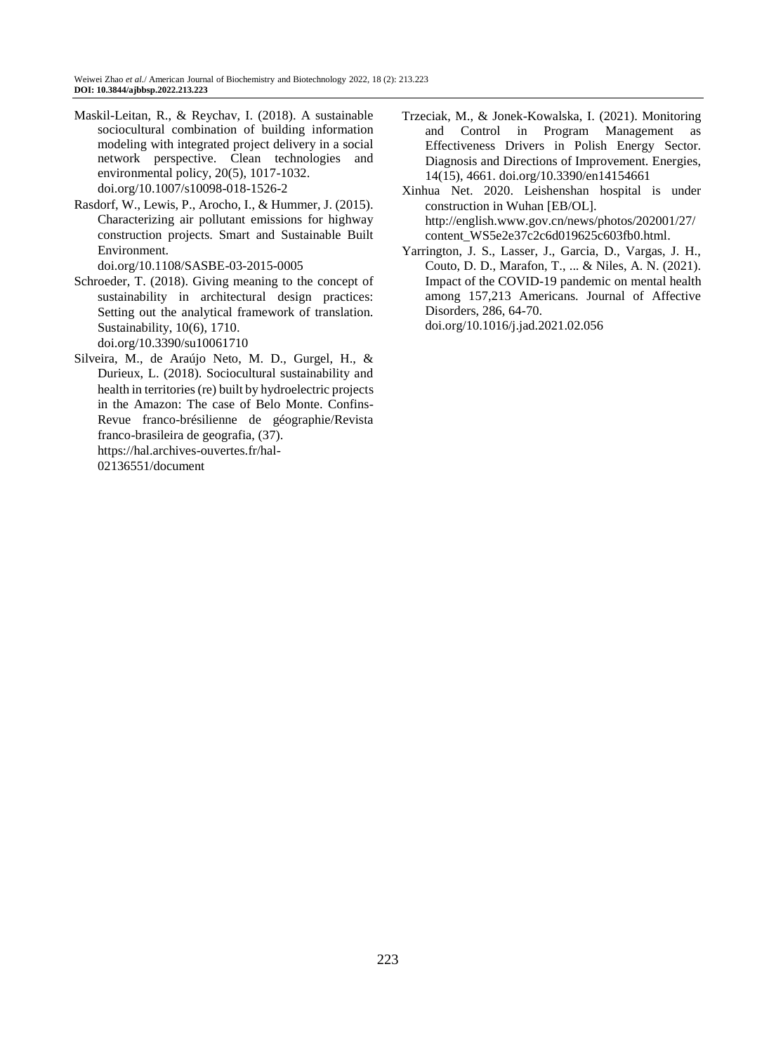Maskil-Leitan, R., & Reychav, I. (2018). A sustainable sociocultural combination of building information modeling with integrated project delivery in a social network perspective. Clean technologies and environmental policy, 20(5), 1017-1032. doi.org/10.1007/s10098-018-1526-2

Rasdorf, W., Lewis, P., Arocho, I., & Hummer, J. (2015). Characterizing air pollutant emissions for highway construction projects. Smart and Sustainable Built Environment. doi.org/10.1108/SASBE-03-2015-0005

Schroeder, T. (2018). Giving meaning to the concept of sustainability in architectural design practices: Setting out the analytical framework of translation. Sustainability, 10(6), 1710. doi.org/10.3390/su10061710

Silveira, M., de Araújo Neto, M. D., Gurgel, H., & Durieux, L. (2018). Sociocultural sustainability and health in territories (re) built by hydroelectric projects in the Amazon: The case of Belo Monte. Confins-Revue franco-brésilienne de géographie/Revista franco-brasileira de geografia, (37). https://hal.archives-ouvertes.fr/hal-02136551/document

Trzeciak, M., & Jonek-Kowalska, I. (2021). Monitoring and Control in Program Management as Effectiveness Drivers in Polish Energy Sector. Diagnosis and Directions of Improvement. Energies, 14(15), 4661. doi.org/10.3390/en14154661

Xinhua Net. 2020. Leishenshan hospital is under construction in Wuhan [EB/OL]. http://english.www.gov.cn/news/photos/202001/27/content_WS5e2e37c2c6d019625c603fb0.html.

Yarrington, J. S., Lasser, J., Garcia, D., Vargas, J. H., Couto, D. D., Marafon, T., ... & Niles, A. N. (2021). Impact of the COVID-19 pandemic on mental health among 157,213 Americans. Journal of Affective Disorders, 286, 64-70. doi.org/10.1016/j.jad.2021.02.056